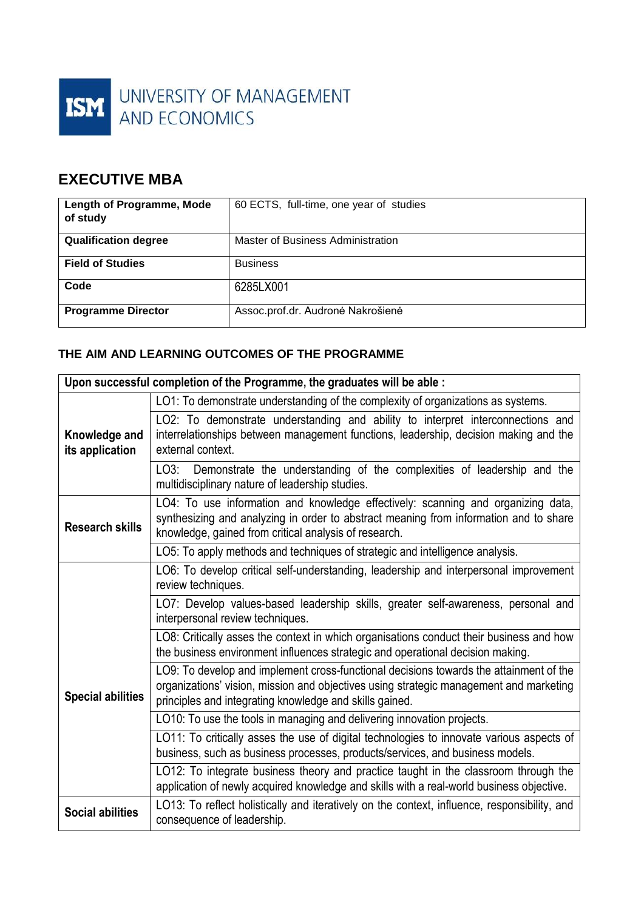ISM UNIVERSITY OF MANAGEMENT AND ECONOMICS

# EXECUTIVE MBA

| **Length of Programme, Mode of study** | 60 ECTS, full-time, one year of studies |
|---|---|
| **Qualification degree** | Master of Business Administration |
| **Field of Studies** | Business |
| **Code** | 6285LX001 |
| **Programme Director** | Assoc.prof.dr. Audronė Nakrošienė |

## THE AIM AND LEARNING OUTCOMES OF THE PROGRAMME

| **Upon successful completion of the Programme, the graduates will be able :** | |
|---|---|
| **Knowledge and its application** | LO1: To demonstrate understanding of the complexity of organizations as systems. |
| | LO2: To demonstrate understanding and ability to interpret interconnections and interrelationships between management functions, leadership, decision making and the external context. |
| | LO3: Demonstrate the understanding of the complexities of leadership and the multidisciplinary nature of leadership studies. |
| **Research skills** | LO4: To use information and knowledge effectively: scanning and organizing data, synthesizing and analyzing in order to abstract meaning from information and to share knowledge, gained from critical analysis of research. |
| | LO5: To apply methods and techniques of strategic and intelligence analysis. |
| **Special abilities** | LO6: To develop critical self-understanding, leadership and interpersonal improvement review techniques. |
| | LO7: Develop values-based leadership skills, greater self-awareness, personal and interpersonal review techniques. |
| | LO8: Critically asses the context in which organisations conduct their business and how the business environment influences strategic and operational decision making. |
| | LO9: To develop and implement cross-functional decisions towards the attainment of the organizations' vision, mission and objectives using strategic management and marketing principles and integrating knowledge and skills gained. |
| | LO10: To use the tools in managing and delivering innovation projects. |
| | LO11: To critically asses the use of digital technologies to innovate various aspects of business, such as business processes, products/services, and business models. |
| | LO12: To integrate business theory and practice taught in the classroom through the application of newly acquired knowledge and skills with a real-world business objective. |
| **Social abilities** | LO13: To reflect holistically and iteratively on the context, influence, responsibility, and consequence of leadership. |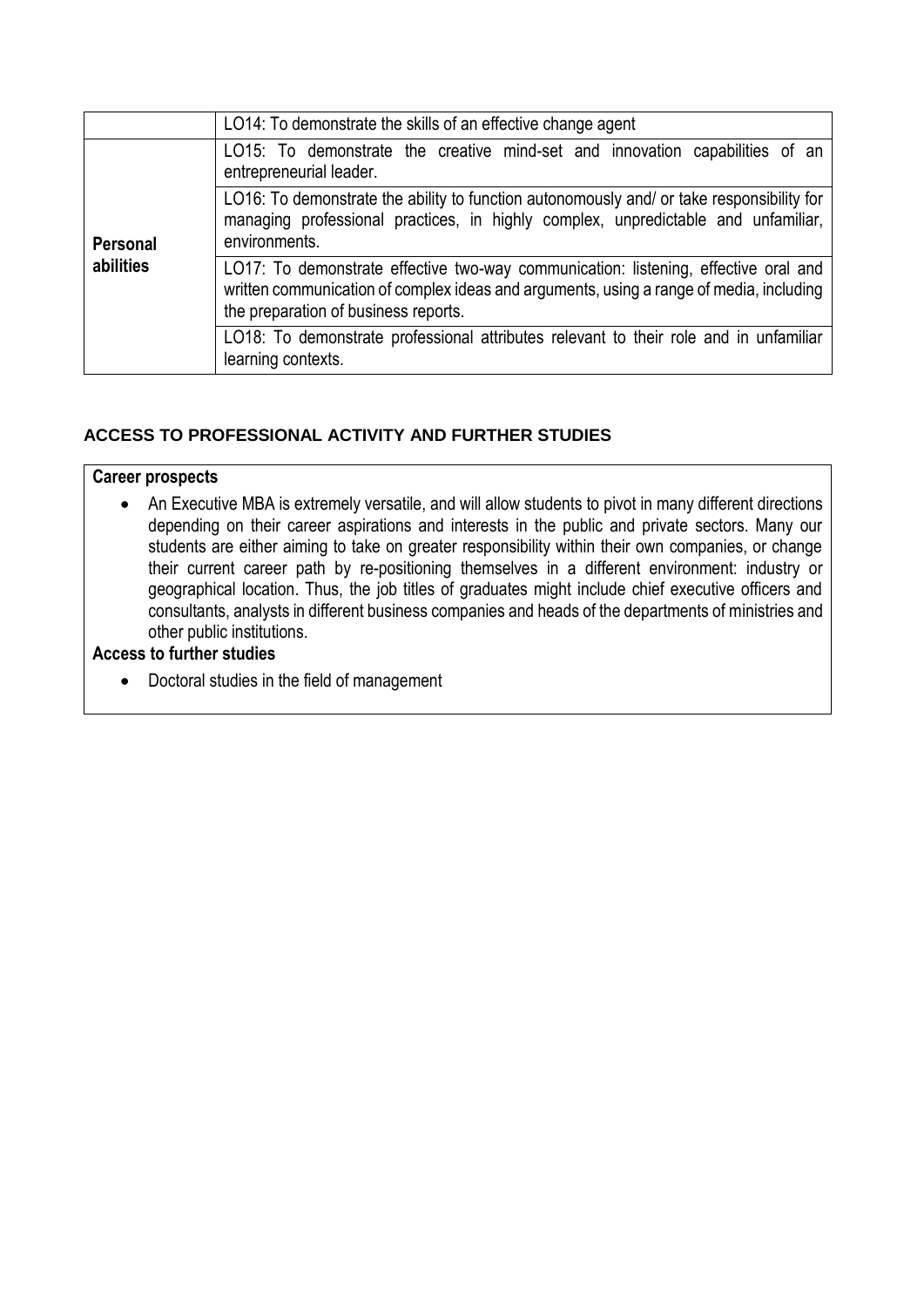| | |
|---|---|
| | LO14: To demonstrate the skills of an effective change agent |
| **Personal abilities** | LO15: To demonstrate the creative mind-set and innovation capabilities of an entrepreneurial leader. |
| | LO16: To demonstrate the ability to function autonomously and/ or take responsibility for managing professional practices, in highly complex, unpredictable and unfamiliar, environments. |
| | LO17: To demonstrate effective two-way communication: listening, effective oral and written communication of complex ideas and arguments, using a range of media, including the preparation of business reports. |
| | LO18: To demonstrate professional attributes relevant to their role and in unfamiliar learning contexts. |

## ACCESS TO PROFESSIONAL ACTIVITY AND FURTHER STUDIES

**Career prospects**

- An Executive MBA is extremely versatile, and will allow students to pivot in many different directions depending on their career aspirations and interests in the public and private sectors. Many our students are either aiming to take on greater responsibility within their own companies, or change their current career path by re-positioning themselves in a different environment: industry or geographical location. Thus, the job titles of graduates might include chief executive officers and consultants, analysts in different business companies and heads of the departments of ministries and other public institutions.

**Access to further studies**

- Doctoral studies in the field of management